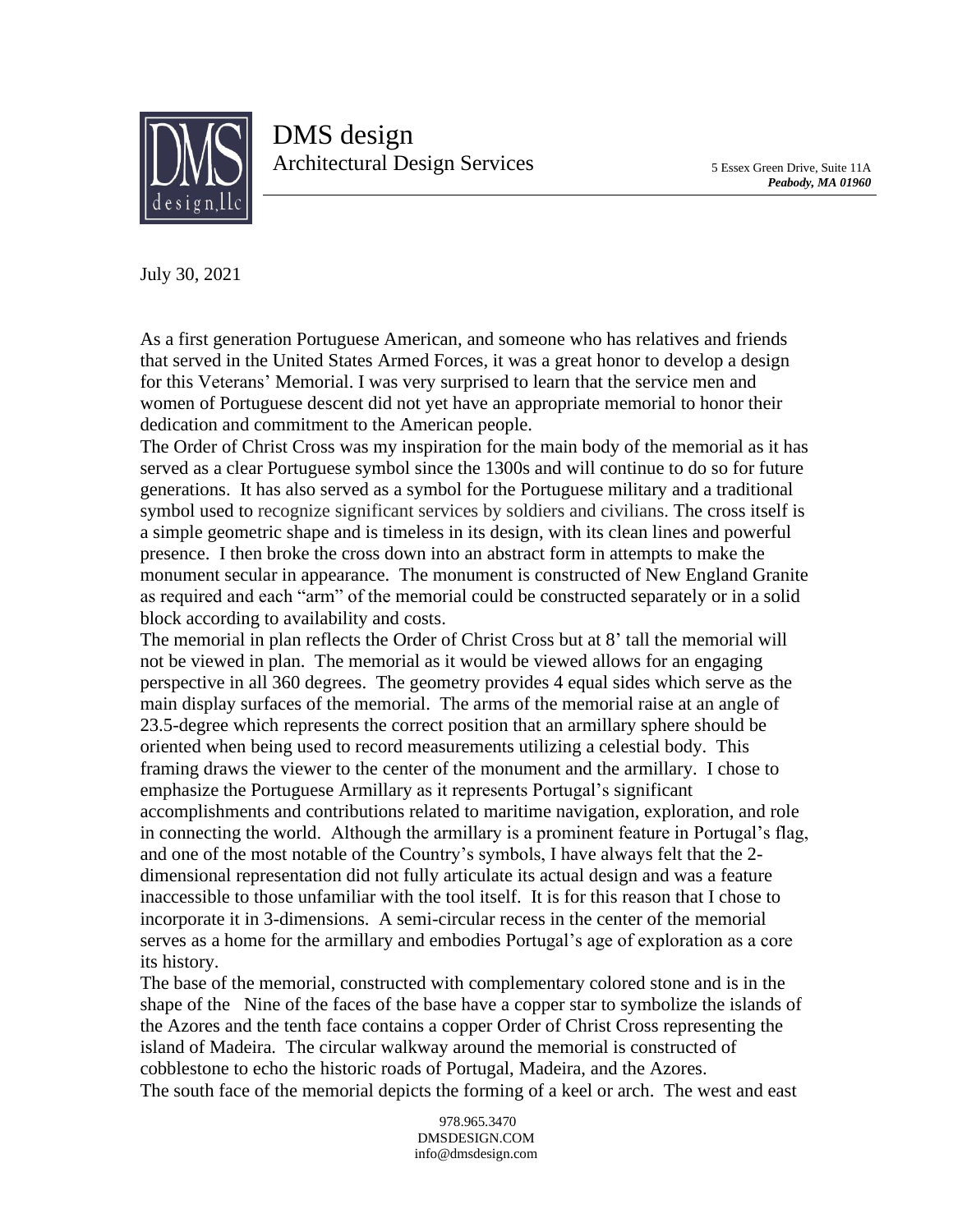DMS design
Architectural Design Services

5 Essex Green Drive, Suite 11A
***Peabody, MA 01960***

July 30, 2021

As a first generation Portuguese American, and someone who has relatives and friends that served in the United States Armed Forces, it was a great honor to develop a design for this Veterans' Memorial. I was very surprised to learn that the service men and women of Portuguese descent did not yet have an appropriate memorial to honor their dedication and commitment to the American people.

The Order of Christ Cross was my inspiration for the main body of the memorial as it has served as a clear Portuguese symbol since the 1300s and will continue to do so for future generations. It has also served as a symbol for the Portuguese military and a traditional symbol used to recognize significant services by soldiers and civilians. The cross itself is a simple geometric shape and is timeless in its design, with its clean lines and powerful presence. I then broke the cross down into an abstract form in attempts to make the monument secular in appearance. The monument is constructed of New England Granite as required and each "arm" of the memorial could be constructed separately or in a solid block according to availability and costs.

The memorial in plan reflects the Order of Christ Cross but at 8' tall the memorial will not be viewed in plan. The memorial as it would be viewed allows for an engaging perspective in all 360 degrees. The geometry provides 4 equal sides which serve as the main display surfaces of the memorial. The arms of the memorial raise at an angle of 23.5-degree which represents the correct position that an armillary sphere should be oriented when being used to record measurements utilizing a celestial body. This framing draws the viewer to the center of the monument and the armillary. I chose to emphasize the Portuguese Armillary as it represents Portugal's significant accomplishments and contributions related to maritime navigation, exploration, and role in connecting the world. Although the armillary is a prominent feature in Portugal's flag, and one of the most notable of the Country's symbols, I have always felt that the 2-dimensional representation did not fully articulate its actual design and was a feature inaccessible to those unfamiliar with the tool itself. It is for this reason that I chose to incorporate it in 3-dimensions. A semi-circular recess in the center of the memorial serves as a home for the armillary and embodies Portugal's age of exploration as a core its history.

The base of the memorial, constructed with complementary colored stone and is in the shape of the Nine of the faces of the base have a copper star to symbolize the islands of the Azores and the tenth face contains a copper Order of Christ Cross representing the island of Madeira. The circular walkway around the memorial is constructed of cobblestone to echo the historic roads of Portugal, Madeira, and the Azores.

The south face of the memorial depicts the forming of a keel or arch. The west and east

978.965.3470
DMSDESIGN.COM
info@dmsdesign.com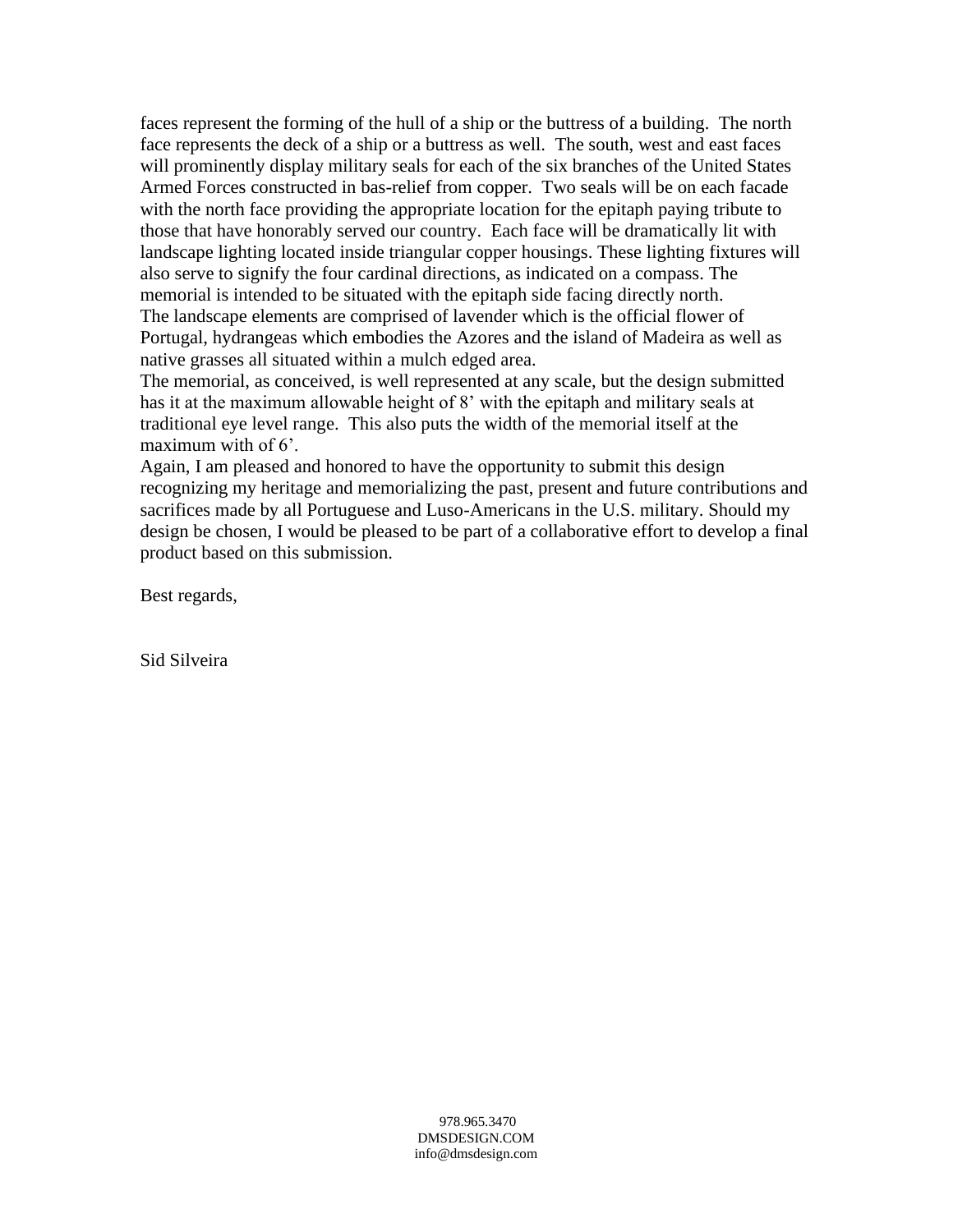faces represent the forming of the hull of a ship or the buttress of a building. The north face represents the deck of a ship or a buttress as well. The south, west and east faces will prominently display military seals for each of the six branches of the United States Armed Forces constructed in bas-relief from copper. Two seals will be on each facade with the north face providing the appropriate location for the epitaph paying tribute to those that have honorably served our country. Each face will be dramatically lit with landscape lighting located inside triangular copper housings. These lighting fixtures will also serve to signify the four cardinal directions, as indicated on a compass. The memorial is intended to be situated with the epitaph side facing directly north.

The landscape elements are comprised of lavender which is the official flower of Portugal, hydrangeas which embodies the Azores and the island of Madeira as well as native grasses all situated within a mulch edged area.

The memorial, as conceived, is well represented at any scale, but the design submitted has it at the maximum allowable height of 8' with the epitaph and military seals at traditional eye level range. This also puts the width of the memorial itself at the maximum with of 6'.

Again, I am pleased and honored to have the opportunity to submit this design recognizing my heritage and memorializing the past, present and future contributions and sacrifices made by all Portuguese and Luso-Americans in the U.S. military. Should my design be chosen, I would be pleased to be part of a collaborative effort to develop a final product based on this submission.

Best regards,

Sid Silveira

978.965.3470
DMSDESIGN.COM
info@dmsdesign.com